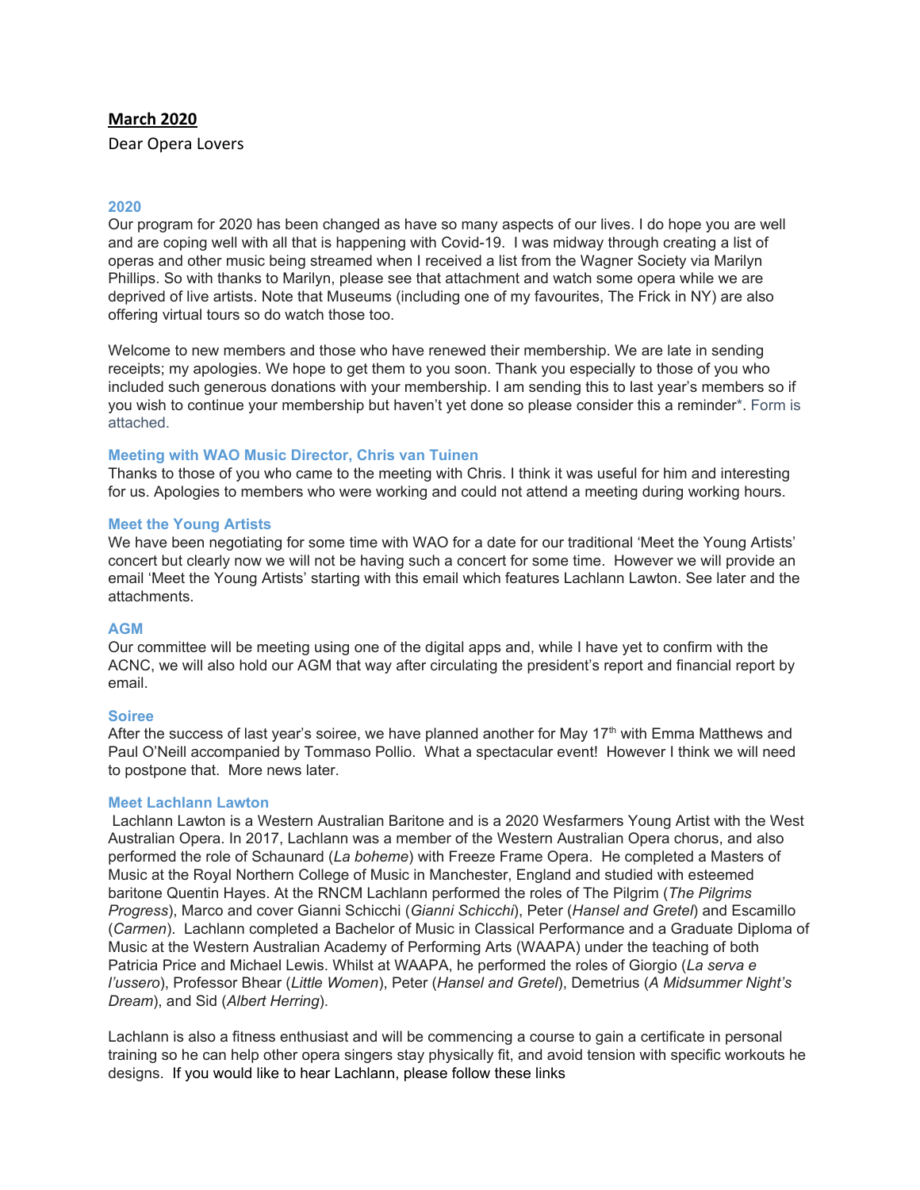**March 2020**

Dear Opera Lovers

### 2020

Our program for 2020 has been changed as have so many aspects of our lives. I do hope you are well and are coping well with all that is happening with Covid-19. I was midway through creating a list of operas and other music being streamed when I received a list from the Wagner Society via Marilyn Phillips. So with thanks to Marilyn, please see that attachment and watch some opera while we are deprived of live artists. Note that Museums (including one of my favourites, The Frick in NY) are also offering virtual tours so do watch those too.

Welcome to new members and those who have renewed their membership. We are late in sending receipts; my apologies. We hope to get them to you soon. Thank you especially to those of you who included such generous donations with your membership. I am sending this to last year's members so if you wish to continue your membership but haven't yet done so please consider this a reminder*. Form is attached.

### Meeting with WAO Music Director, Chris van Tuinen

Thanks to those of you who came to the meeting with Chris. I think it was useful for him and interesting for us. Apologies to members who were working and could not attend a meeting during working hours.

### Meet the Young Artists

We have been negotiating for some time with WAO for a date for our traditional 'Meet the Young Artists' concert but clearly now we will not be having such a concert for some time. However we will provide an email 'Meet the Young Artists' starting with this email which features Lachlann Lawton. See later and the attachments.

### AGM

Our committee will be meeting using one of the digital apps and, while I have yet to confirm with the ACNC, we will also hold our AGM that way after circulating the president's report and financial report by email.

### Soiree

After the success of last year's soiree, we have planned another for May 17th with Emma Matthews and Paul O'Neill accompanied by Tommaso Pollio. What a spectacular event! However I think we will need to postpone that. More news later.

### Meet Lachlann Lawton

Lachlann Lawton is a Western Australian Baritone and is a 2020 Wesfarmers Young Artist with the West Australian Opera. In 2017, Lachlann was a member of the Western Australian Opera chorus, and also performed the role of Schaunard (*La boheme*) with Freeze Frame Opera. He completed a Masters of Music at the Royal Northern College of Music in Manchester, England and studied with esteemed baritone Quentin Hayes. At the RNCM Lachlann performed the roles of The Pilgrim (*The Pilgrims Progress*), Marco and cover Gianni Schicchi (*Gianni Schicchi*), Peter (*Hansel and Gretel*) and Escamillo (*Carmen*). Lachlann completed a Bachelor of Music in Classical Performance and a Graduate Diploma of Music at the Western Australian Academy of Performing Arts (WAAPA) under the teaching of both Patricia Price and Michael Lewis. Whilst at WAAPA, he performed the roles of Giorgio (*La serva e l'ussero*), Professor Bhear (*Little Women*), Peter (*Hansel and Gretel*), Demetrius (*A Midsummer Night's Dream*), and Sid (*Albert Herring*).

Lachlann is also a fitness enthusiast and will be commencing a course to gain a certificate in personal training so he can help other opera singers stay physically fit, and avoid tension with specific workouts he designs. If you would like to hear Lachlann, please follow these links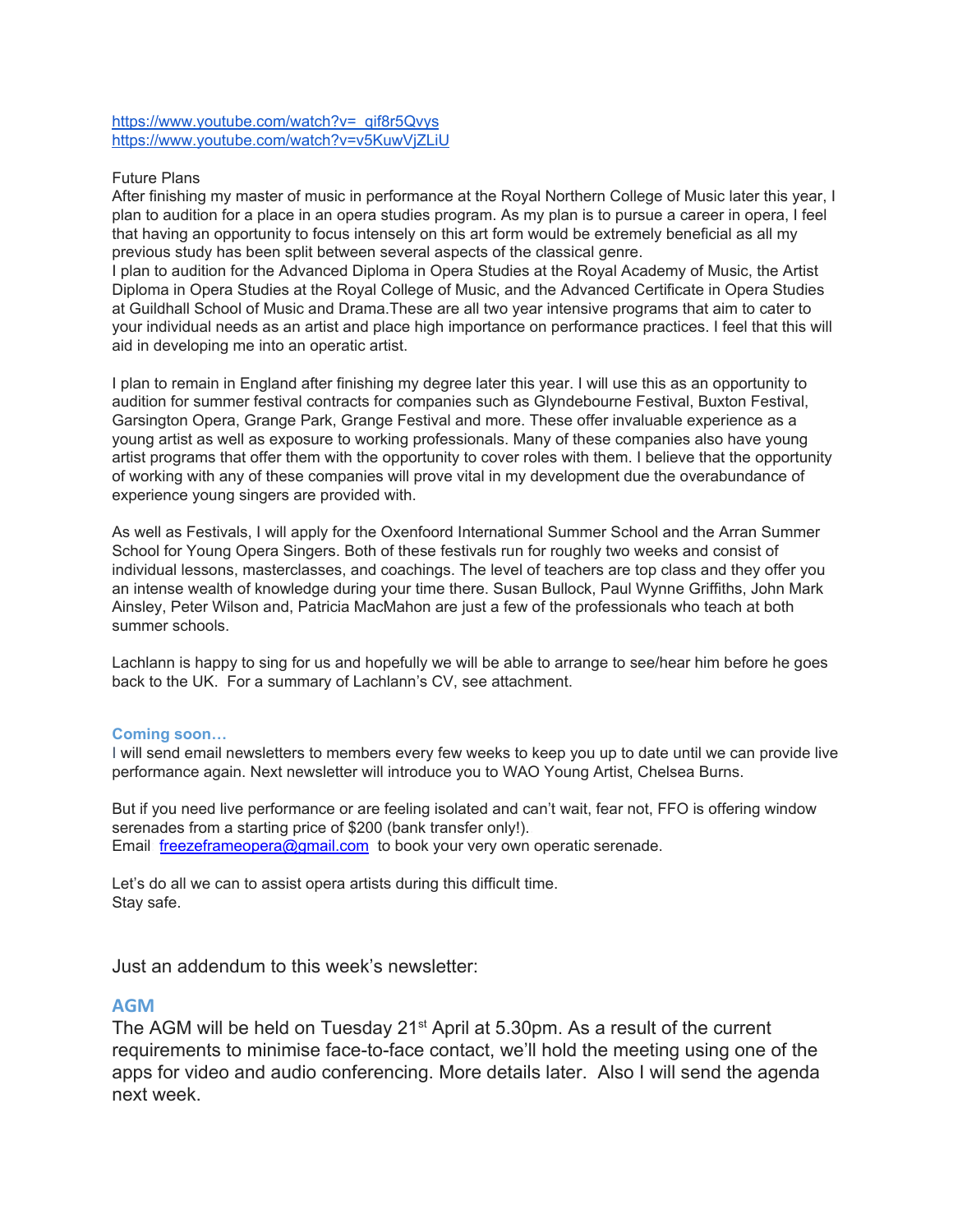https://www.youtube.com/watch?v=_qif8r5Qvys
https://www.youtube.com/watch?v=v5KuwVjZLiU

Future Plans
After finishing my master of music in performance at the Royal Northern College of Music later this year, I plan to audition for a place in an opera studies program. As my plan is to pursue a career in opera, I feel that having an opportunity to focus intensely on this art form would be extremely beneficial as all my previous study has been split between several aspects of the classical genre.
I plan to audition for the Advanced Diploma in Opera Studies at the Royal Academy of Music, the Artist Diploma in Opera Studies at the Royal College of Music, and the Advanced Certificate in Opera Studies at Guildhall School of Music and Drama.These are all two year intensive programs that aim to cater to your individual needs as an artist and place high importance on performance practices. I feel that this will aid in developing me into an operatic artist.

I plan to remain in England after finishing my degree later this year. I will use this as an opportunity to audition for summer festival contracts for companies such as Glyndebourne Festival, Buxton Festival, Garsington Opera, Grange Park, Grange Festival and more. These offer invaluable experience as a young artist as well as exposure to working professionals. Many of these companies also have young artist programs that offer them with the opportunity to cover roles with them. I believe that the opportunity of working with any of these companies will prove vital in my development due the overabundance of experience young singers are provided with.

As well as Festivals, I will apply for the Oxenfoord International Summer School and the Arran Summer School for Young Opera Singers. Both of these festivals run for roughly two weeks and consist of individual lessons, masterclasses, and coachings. The level of teachers are top class and they offer you an intense wealth of knowledge during your time there. Susan Bullock, Paul Wynne Griffiths, John Mark Ainsley, Peter Wilson and, Patricia MacMahon are just a few of the professionals who teach at both summer schools.

Lachlann is happy to sing for us and hopefully we will be able to arrange to see/hear him before he goes back to the UK. For a summary of Lachlann's CV, see attachment.

### Coming soon…

I will send email newsletters to members every few weeks to keep you up to date until we can provide live performance again. Next newsletter will introduce you to WAO Young Artist, Chelsea Burns.

But if you need live performance or are feeling isolated and can't wait, fear not, FFO is offering window serenades from a starting price of $200 (bank transfer only!).
Email freezeframeopera@gmail.com to book your very own operatic serenade.

Let's do all we can to assist opera artists during this difficult time.
Stay safe.

Just an addendum to this week's newsletter:

## AGM

The AGM will be held on Tuesday 21st April at 5.30pm. As a result of the current requirements to minimise face-to-face contact, we'll hold the meeting using one of the apps for video and audio conferencing. More details later. Also I will send the agenda next week.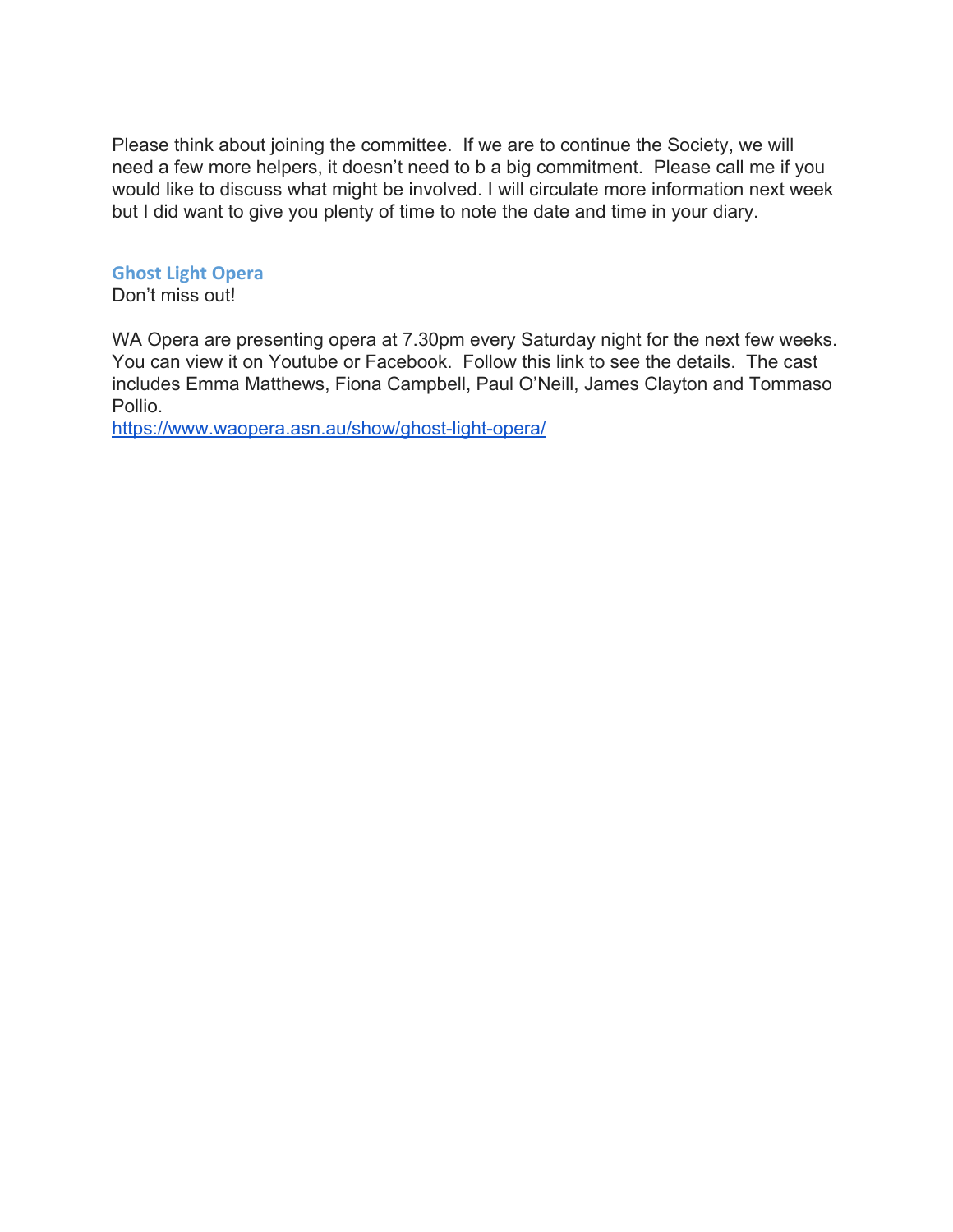Please think about joining the committee. If we are to continue the Society, we will need a few more helpers, it doesn't need to b a big commitment. Please call me if you would like to discuss what might be involved. I will circulate more information next week but I did want to give you plenty of time to note the date and time in your diary.

### Ghost Light Opera

Don't miss out!

WA Opera are presenting opera at 7.30pm every Saturday night for the next few weeks. You can view it on Youtube or Facebook. Follow this link to see the details. The cast includes Emma Matthews, Fiona Campbell, Paul O'Neill, James Clayton and Tommaso Pollio.
[https://www.waopera.asn.au/show/ghost-light-opera/](https://www.waopera.asn.au/show/ghost-light-opera/)